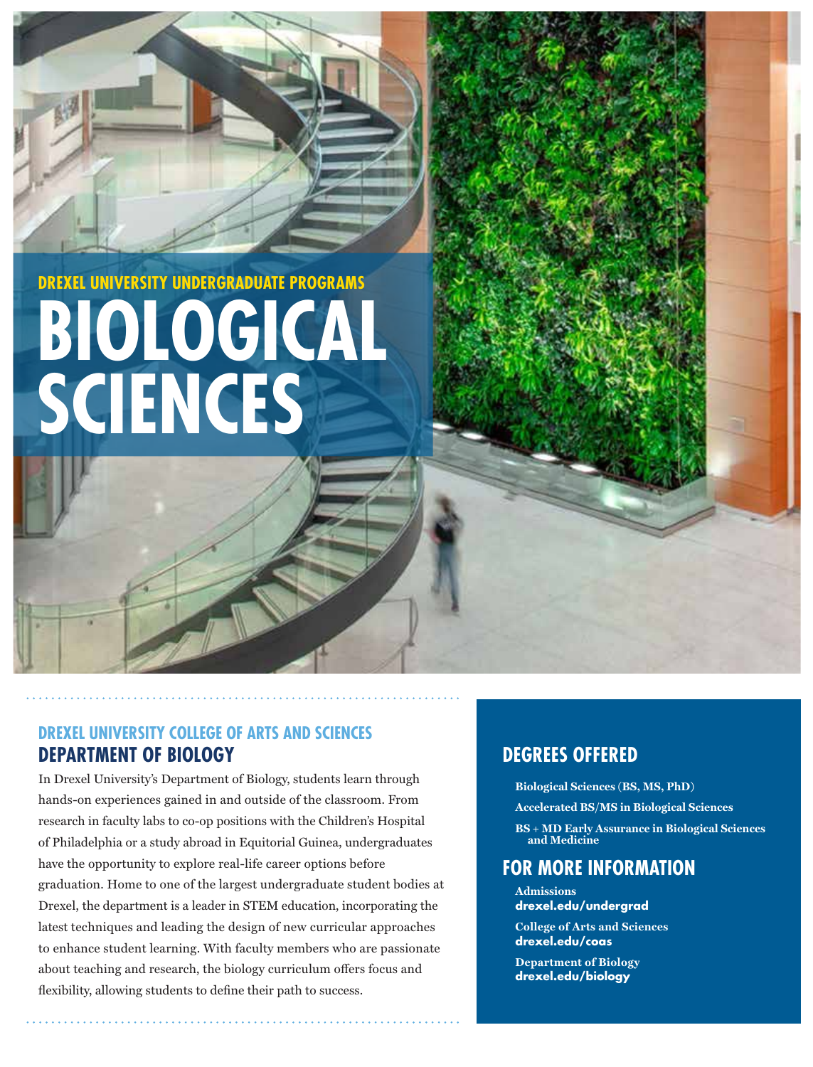DREXEL UNIVERSITY UNDERGRADUATE PROGRAMS

# BIOLOGICAL SCIENCES

DREXEL UNIVERSITY COLLEGE OF ARTS AND SCIENCES

## DEPARTMENT OF BIOLOGY

In Drexel University's Department of Biology, students learn through hands-on experiences gained in and outside of the classroom. From research in faculty labs to co-op positions with the Children's Hospital of Philadelphia or a study abroad in Equitorial Guinea, undergraduates have the opportunity to explore real-life career options before graduation. Home to one of the largest undergraduate student bodies at Drexel, the department is a leader in STEM education, incorporating the latest techniques and leading the design of new curricular approaches to enhance student learning. With faculty members who are passionate about teaching and research, the biology curriculum offers focus and flexibility, allowing students to define their path to success.

## DEGREES OFFERED

**Biological Sciences (BS, MS, PhD)**

**Accelerated BS/MS in Biological Sciences**

**BS + MD Early Assurance in Biological Sciences and Medicine**

## FOR MORE INFORMATION

**Admissions**
**drexel.edu/undergrad**

**College of Arts and Sciences**
**drexel.edu/coas**

**Department of Biology**
**drexel.edu/biology**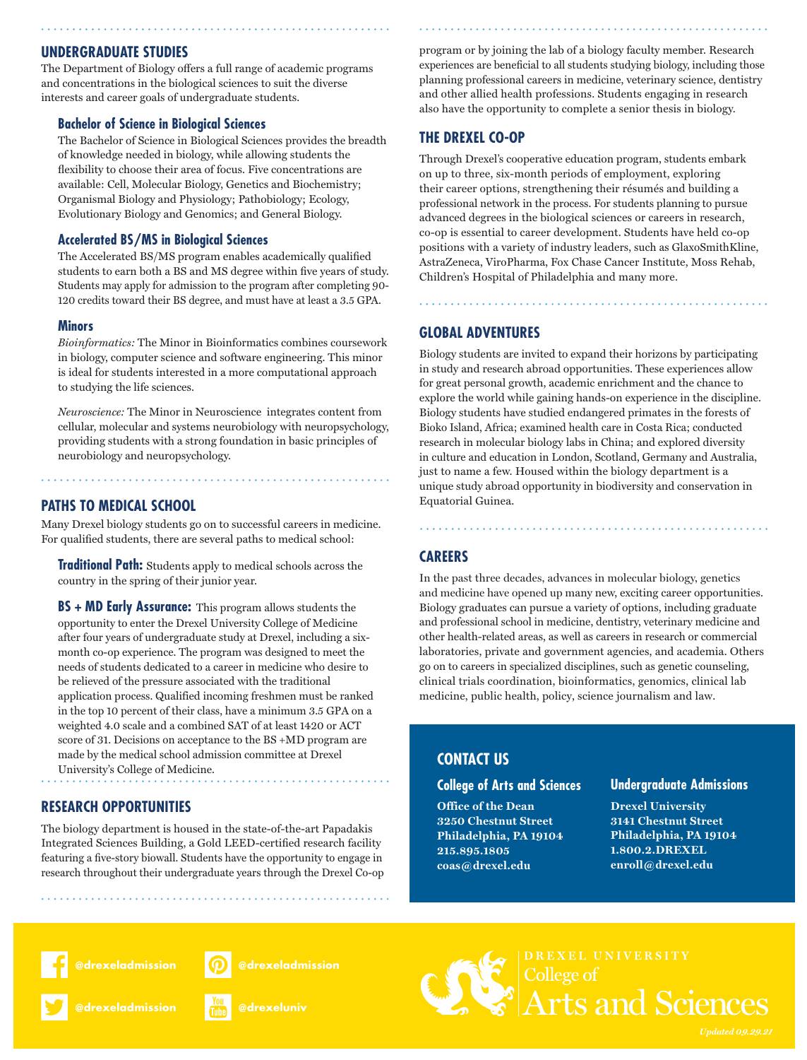## UNDERGRADUATE STUDIES

The Department of Biology offers a full range of academic programs and concentrations in the biological sciences to suit the diverse interests and career goals of undergraduate students.

### Bachelor of Science in Biological Sciences

The Bachelor of Science in Biological Sciences provides the breadth of knowledge needed in biology, while allowing students the flexibility to choose their area of focus. Five concentrations are available: Cell, Molecular Biology, Genetics and Biochemistry; Organismal Biology and Physiology; Pathobiology; Ecology, Evolutionary Biology and Genomics; and General Biology.

### Accelerated BS/MS in Biological Sciences

The Accelerated BS/MS program enables academically qualified students to earn both a BS and MS degree within five years of study. Students may apply for admission to the program after completing 90-120 credits toward their BS degree, and must have at least a 3.5 GPA.

### Minors

*Bioinformatics:* The Minor in Bioinformatics combines coursework in biology, computer science and software engineering. This minor is ideal for students interested in a more computational approach to studying the life sciences.

*Neuroscience:* The Minor in Neuroscience integrates content from cellular, molecular and systems neurobiology with neuropsychology, providing students with a strong foundation in basic principles of neurobiology and neuropsychology.

## PATHS TO MEDICAL SCHOOL

Many Drexel biology students go on to successful careers in medicine. For qualified students, there are several paths to medical school:

**Traditional Path:** Students apply to medical schools across the country in the spring of their junior year.

**BS + MD Early Assurance:** This program allows students the opportunity to enter the Drexel University College of Medicine after four years of undergraduate study at Drexel, including a six-month co-op experience. The program was designed to meet the needs of students dedicated to a career in medicine who desire to be relieved of the pressure associated with the traditional application process. Qualified incoming freshmen must be ranked in the top 10 percent of their class, have a minimum 3.5 GPA on a weighted 4.0 scale and a combined SAT of at least 1420 or ACT score of 31. Decisions on acceptance to the BS +MD program are made by the medical school admission committee at Drexel University's College of Medicine.

## RESEARCH OPPORTUNITIES

The biology department is housed in the state-of-the-art Papadakis Integrated Sciences Building, a Gold LEED-certified research facility featuring a five-story biowall. Students have the opportunity to engage in research throughout their undergraduate years through the Drexel Co-op program or by joining the lab of a biology faculty member. Research experiences are beneficial to all students studying biology, including those planning professional careers in medicine, veterinary science, dentistry and other allied health professions. Students engaging in research also have the opportunity to complete a senior thesis in biology.

## THE DREXEL CO-OP

Through Drexel's cooperative education program, students embark on up to three, six-month periods of employment, exploring their career options, strengthening their résumés and building a professional network in the process. For students planning to pursue advanced degrees in the biological sciences or careers in research, co-op is essential to career development. Students have held co-op positions with a variety of industry leaders, such as GlaxoSmithKline, AstraZeneca, ViroPharma, Fox Chase Cancer Institute, Moss Rehab, Children's Hospital of Philadelphia and many more.

## GLOBAL ADVENTURES

Biology students are invited to expand their horizons by participating in study and research abroad opportunities. These experiences allow for great personal growth, academic enrichment and the chance to explore the world while gaining hands-on experience in the discipline. Biology students have studied endangered primates in the forests of Bioko Island, Africa; examined health care in Costa Rica; conducted research in molecular biology labs in China; and explored diversity in culture and education in London, Scotland, Germany and Australia, just to name a few. Housed within the biology department is a unique study abroad opportunity in biodiversity and conservation in Equatorial Guinea.

## CAREERS

In the past three decades, advances in molecular biology, genetics and medicine have opened up many new, exciting career opportunities. Biology graduates can pursue a variety of options, including graduate and professional school in medicine, dentistry, veterinary medicine and other health-related areas, as well as careers in research or commercial laboratories, private and government agencies, and academia. Others go on to careers in specialized disciplines, such as genetic counseling, clinical trials coordination, bioinformatics, genomics, clinical lab medicine, public health, policy, science journalism and law.

## CONTACT US

### College of Arts and Sciences

**Office of the Dean**
**3250 Chestnut Street**
**Philadelphia, PA 19104**
**215.895.1805**
**coas@drexel.edu**

### Undergraduate Admissions

**Drexel University**
**3141 Chestnut Street**
**Philadelphia, PA 19104**
**1.800.2.DREXEL**
**enroll@drexel.edu**

@drexeladmission

@drexeladmission

@drexeladmission

@drexeluniv

DREXEL UNIVERSITY
College of Arts and Sciences

*Updated 09.29.21*